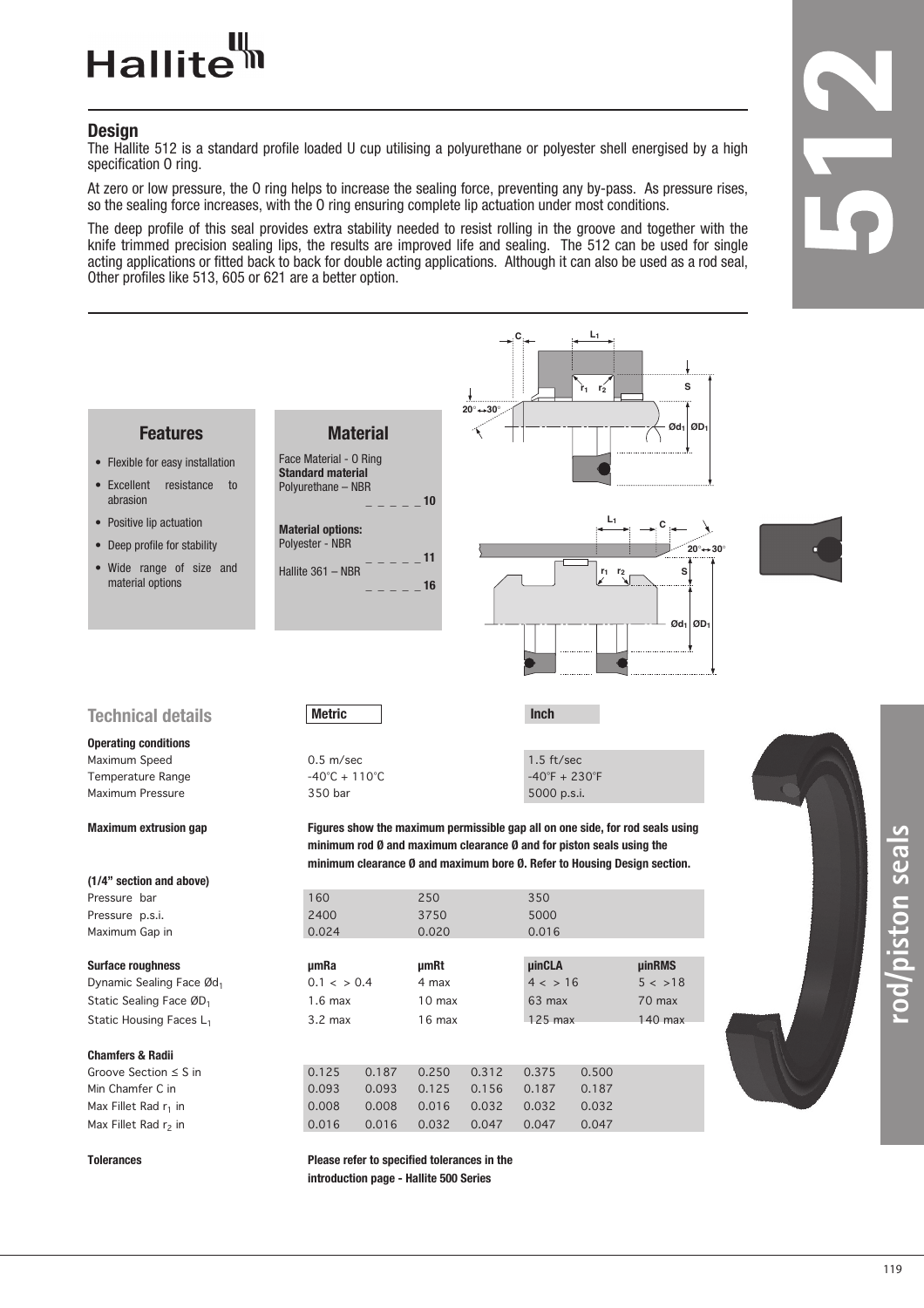# Hallite

## Design

The Hallite 512 is a standard profile loaded U cup utilising a polyurethane or polyester shell energised by a high specification O ring.

At zero or low pressure, the O ring helps to increase the sealing force, preventing any by-pass. As pressure rises, so the sealing force increases, with the O ring ensuring complete lip actuation under most conditions.

The deep profile of this seal provides extra stability needed to resist rolling in the groove and together with the knife trimmed precision sealing lips, the results are improved life and sealing. The 512 can be used for single acting applications or fitted back to back for double acting applications. Although it can also be used as a rod seal, Other profiles like 513, 605 or 621 are a better option.

### Features

- Flexible for easy installation
- Excellent resistance to abrasion
- Positive lip actuation
- Deep profile for stability
- Wide range of size and material options

### Material

Face Material - O Ring
**Standard material**
Polyurethane – NBR _ _ _ _ _ **10**

**Material options:**
Polyester - NBR _ _ _ _ _ **11**

Hallite 361 – NBR _ _ _ _ _ **16**

## Technical details

| | Metric | Inch |
|---|---|---|
| **Operating conditions** | | |
| Maximum Speed | 0.5 m/sec | 1.5 ft/sec |
| Temperature Range | -40°C + 110°C | -40°F + 230°F |
| Maximum Pressure | 350 bar | 5000 p.s.i. |

**Maximum extrusion gap**

**Figures show the maximum permissible gap all on one side, for rod seals using minimum rod Ø and maximum clearance Ø and for piston seals using the minimum clearance Ø and maximum bore Ø. Refer to Housing Design section.**

| (1/4" section and above) | | | |
|---|---|---|---|
| Pressure bar | 160 | 250 | 350 |
| Pressure p.s.i. | 2400 | 3750 | 5000 |
| Maximum Gap in | 0.024 | 0.020 | 0.016 |

| Surface roughness | µmRa | µmRt | µinCLA | µinRMS |
|---|---|---|---|---|
| Dynamic Sealing Face Ø$d_1$ | 0.1 < > 0.4 | 4 max | 4 < > 16 | 5 < >18 |
| Static Sealing Face Ø$D_1$ | 1.6 max | 10 max | 63 max | 70 max |
| Static Housing Faces $L_1$ | 3.2 max | 16 max | 125 max | 140 max |

| Chamfers & Radii | | | | | | |
|---|---|---|---|---|---|---|
| Groove Section ≤ S in | 0.125 | 0.187 | 0.250 | 0.312 | 0.375 | 0.500 |
| Min Chamfer C in | 0.093 | 0.093 | 0.125 | 0.156 | 0.187 | 0.187 |
| Max Fillet Rad $r_1$ in | 0.008 | 0.008 | 0.016 | 0.032 | 0.032 | 0.032 |
| Max Fillet Rad $r_2$ in | 0.016 | 0.016 | 0.032 | 0.047 | 0.047 | 0.047 |

**Tolerances**

**Please refer to specified tolerances in the introduction page - Hallite 500 Series**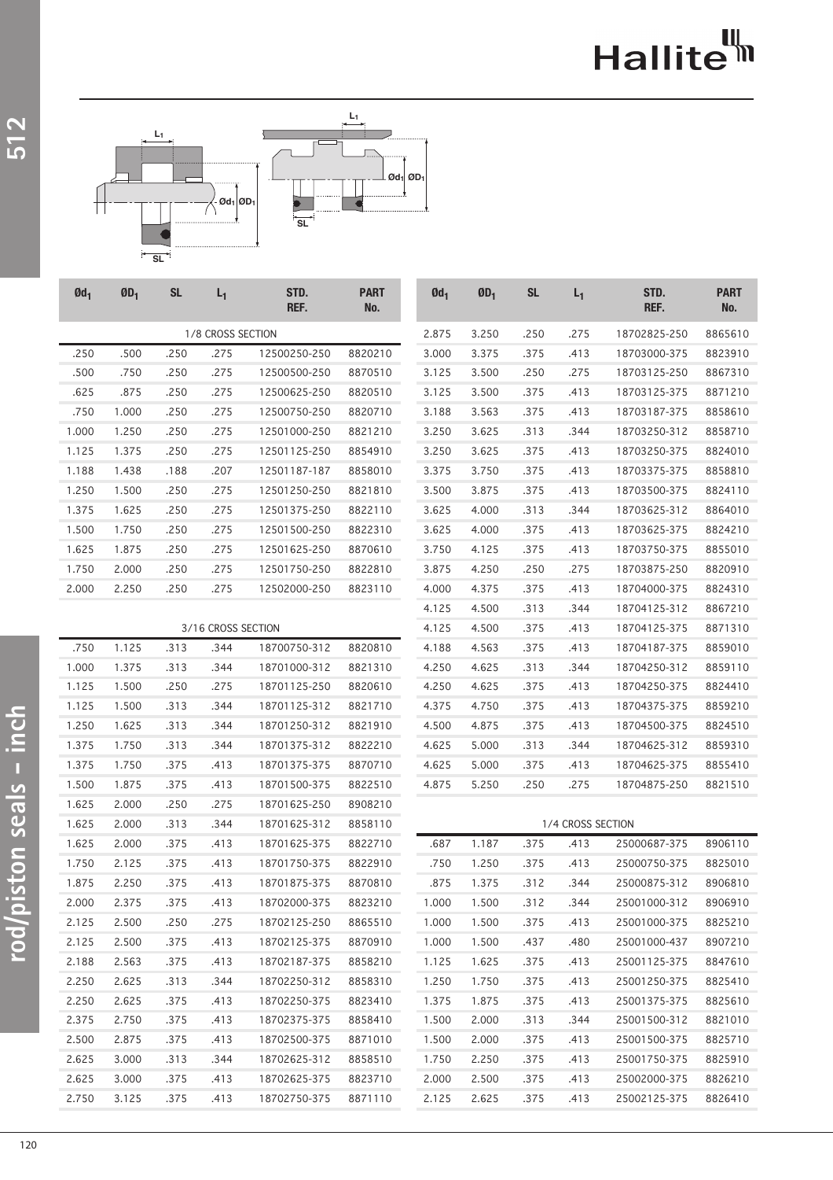| $Ød_1$ | $ØD_1$ | SL | $L_1$ | STD. REF. | PART No. |
|---|---|---|---|---|---|
| | | | 1/8 CROSS SECTION | | |
| .250 | .500 | .250 | .275 | 12500250-250 | 8820210 |
| .500 | .750 | .250 | .275 | 12500500-250 | 8870510 |
| .625 | .875 | .250 | .275 | 12500625-250 | 8820510 |
| .750 | 1.000 | .250 | .275 | 12500750-250 | 8820710 |
| 1.000 | 1.250 | .250 | .275 | 12501000-250 | 8821210 |
| 1.125 | 1.375 | .250 | .275 | 12501125-250 | 8854910 |
| 1.188 | 1.438 | .188 | .207 | 12501187-187 | 8858010 |
| 1.250 | 1.500 | .250 | .275 | 12501250-250 | 8821810 |
| 1.375 | 1.625 | .250 | .275 | 12501375-250 | 8822110 |
| 1.500 | 1.750 | .250 | .275 | 12501500-250 | 8822310 |
| 1.625 | 1.875 | .250 | .275 | 12501625-250 | 8870610 |
| 1.750 | 2.000 | .250 | .275 | 12501750-250 | 8822810 |
| 2.000 | 2.250 | .250 | .275 | 12502000-250 | 8823110 |
| | | | 3/16 CROSS SECTION | | |
| .750 | 1.125 | .313 | .344 | 18700750-312 | 8820810 |
| 1.000 | 1.375 | .313 | .344 | 18701000-312 | 8821310 |
| 1.125 | 1.500 | .250 | .275 | 18701125-250 | 8820610 |
| 1.125 | 1.500 | .313 | .344 | 18701125-312 | 8821710 |
| 1.250 | 1.625 | .313 | .344 | 18701250-312 | 8821910 |
| 1.375 | 1.750 | .313 | .344 | 18701375-312 | 8822210 |
| 1.375 | 1.750 | .375 | .413 | 18701375-375 | 8870710 |
| 1.500 | 1.875 | .375 | .413 | 18701500-375 | 8822510 |
| 1.625 | 2.000 | .250 | .275 | 18701625-250 | 8908210 |
| 1.625 | 2.000 | .313 | .344 | 18701625-312 | 8858110 |
| 1.625 | 2.000 | .375 | .413 | 18701625-375 | 8822710 |
| 1.750 | 2.125 | .375 | .413 | 18701750-375 | 8822910 |
| 1.875 | 2.250 | .375 | .413 | 18701875-375 | 8870810 |
| 2.000 | 2.375 | .375 | .413 | 18702000-375 | 8823210 |
| 2.125 | 2.500 | .250 | .275 | 18702125-250 | 8865510 |
| 2.125 | 2.500 | .375 | .413 | 18702125-375 | 8870910 |
| 2.188 | 2.563 | .375 | .413 | 18702187-375 | 8858210 |
| 2.250 | 2.625 | .313 | .344 | 18702250-312 | 8858310 |
| 2.250 | 2.625 | .375 | .413 | 18702250-375 | 8823410 |
| 2.375 | 2.750 | .375 | .413 | 18702375-375 | 8858410 |
| 2.500 | 2.875 | .375 | .413 | 18702500-375 | 8871010 |
| 2.625 | 3.000 | .313 | .344 | 18702625-312 | 8858510 |
| 2.625 | 3.000 | .375 | .413 | 18702625-375 | 8823710 |
| 2.750 | 3.125 | .375 | .413 | 18702750-375 | 8871110 |
| 2.875 | 3.250 | .250 | .275 | 18702825-250 | 8865610 |
| 3.000 | 3.375 | .375 | .413 | 18703000-375 | 8823910 |
| 3.125 | 3.500 | .250 | .275 | 18703125-250 | 8867310 |
| 3.125 | 3.500 | .375 | .413 | 18703125-375 | 8871210 |
| 3.188 | 3.563 | .375 | .413 | 18703187-375 | 8858610 |
| 3.250 | 3.625 | .313 | .344 | 18703250-312 | 8858710 |
| 3.250 | 3.625 | .375 | .413 | 18703250-375 | 8824010 |
| 3.375 | 3.750 | .375 | .413 | 18703375-375 | 8858810 |
| 3.500 | 3.875 | .375 | .413 | 18703500-375 | 8824110 |
| 3.625 | 4.000 | .313 | .344 | 18703625-312 | 8864010 |
| 3.625 | 4.000 | .375 | .413 | 18703625-375 | 8824210 |
| 3.750 | 4.125 | .375 | .413 | 18703750-375 | 8855010 |
| 3.875 | 4.250 | .250 | .275 | 18703875-250 | 8820910 |
| 4.000 | 4.375 | .375 | .413 | 18704000-375 | 8824310 |
| 4.125 | 4.500 | .313 | .344 | 18704125-312 | 8867210 |
| 4.125 | 4.500 | .375 | .413 | 18704125-375 | 8871310 |
| 4.188 | 4.563 | .375 | .413 | 18704187-375 | 8859010 |
| 4.250 | 4.625 | .313 | .344 | 18704250-312 | 8859110 |
| 4.250 | 4.625 | .375 | .413 | 18704250-375 | 8824410 |
| 4.375 | 4.750 | .375 | .413 | 18704375-375 | 8859210 |
| 4.500 | 4.875 | .375 | .413 | 18704500-375 | 8824510 |
| 4.625 | 5.000 | .313 | .344 | 18704625-312 | 8859310 |
| 4.625 | 5.000 | .375 | .413 | 18704625-375 | 8855410 |
| 4.875 | 5.250 | .250 | .275 | 18704875-250 | 8821510 |
| | | | 1/4 CROSS SECTION | | |
| .687 | 1.187 | .375 | .413 | 25000687-375 | 8906110 |
| .750 | 1.250 | .375 | .413 | 25000750-375 | 8825010 |
| .875 | 1.375 | .312 | .344 | 25000875-312 | 8906810 |
| 1.000 | 1.500 | .312 | .344 | 25001000-312 | 8906910 |
| 1.000 | 1.500 | .375 | .413 | 25001000-375 | 8825210 |
| 1.000 | 1.500 | .437 | .480 | 25001000-437 | 8907210 |
| 1.125 | 1.625 | .375 | .413 | 25001125-375 | 8847610 |
| 1.250 | 1.750 | .375 | .413 | 25001250-375 | 8825410 |
| 1.375 | 1.875 | .375 | .413 | 25001375-375 | 8825610 |
| 1.500 | 2.000 | .313 | .344 | 25001500-312 | 8821010 |
| 1.500 | 2.000 | .375 | .413 | 25001500-375 | 8825710 |
| 1.750 | 2.250 | .375 | .413 | 25001750-375 | 8825910 |
| 2.000 | 2.500 | .375 | .413 | 25002000-375 | 8826210 |
| 2.125 | 2.625 | .375 | .413 | 25002125-375 | 8826410 |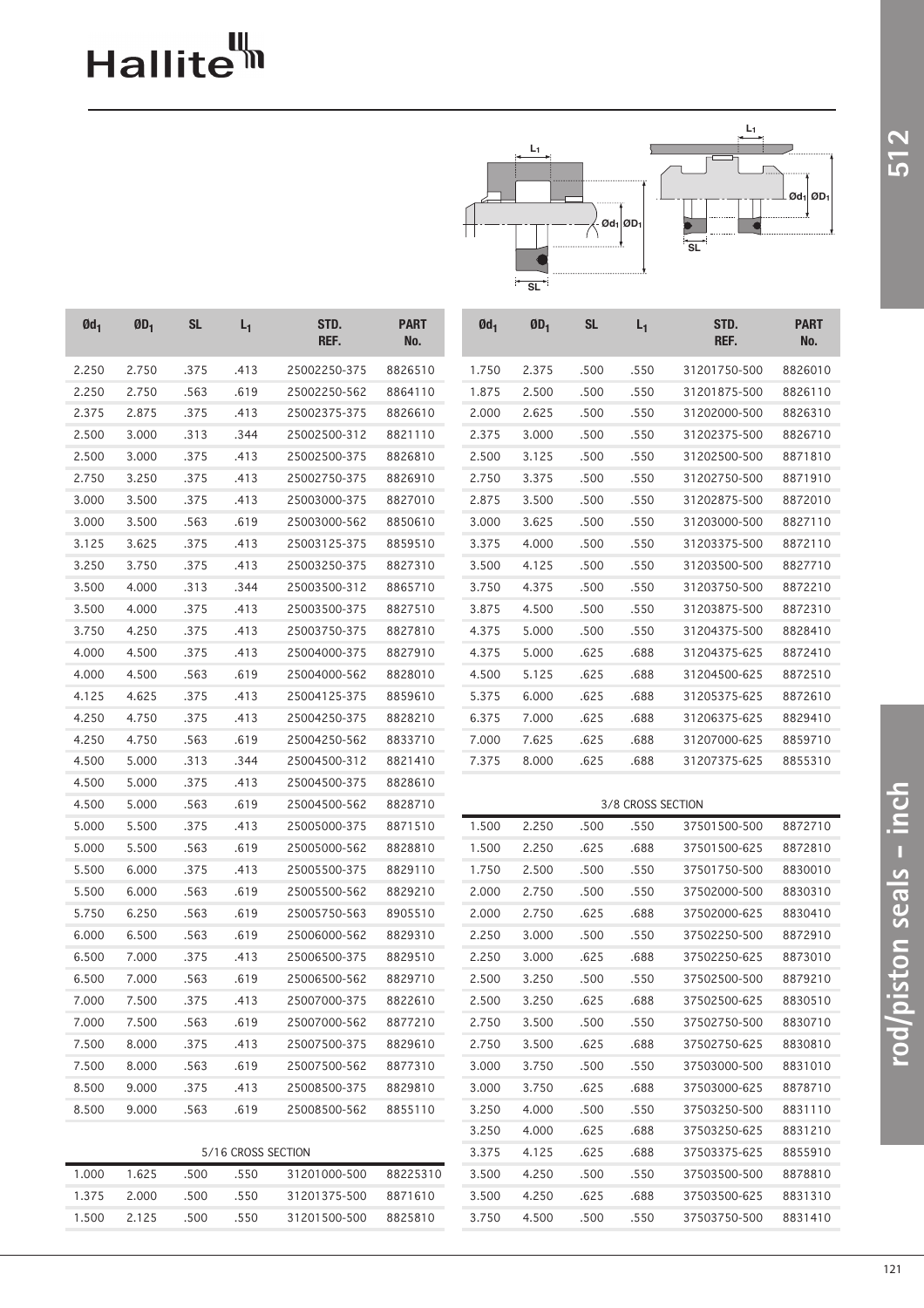Hallite

| $Ød_1$ | $ØD_1$ | SL | $L_1$ | STD. REF. | PART No. |
|---|---|---|---|---|---|
| 2.250 | 2.750 | .375 | .413 | 25002250-375 | 8826510 |
| 2.250 | 2.750 | .563 | .619 | 25002250-562 | 8864110 |
| 2.375 | 2.875 | .375 | .413 | 25002375-375 | 8826610 |
| 2.500 | 3.000 | .313 | .344 | 25002500-312 | 8821110 |
| 2.500 | 3.000 | .375 | .413 | 25002500-375 | 8826810 |
| 2.750 | 3.250 | .375 | .413 | 25002750-375 | 8826910 |
| 3.000 | 3.500 | .375 | .413 | 25003000-375 | 8827010 |
| 3.000 | 3.500 | .563 | .619 | 25003000-562 | 8850610 |
| 3.125 | 3.625 | .375 | .413 | 25003125-375 | 8859510 |
| 3.250 | 3.750 | .375 | .413 | 25003250-375 | 8827310 |
| 3.500 | 4.000 | .313 | .344 | 25003500-312 | 8865710 |
| 3.500 | 4.000 | .375 | .413 | 25003500-375 | 8827510 |
| 3.750 | 4.250 | .375 | .413 | 25003750-375 | 8827810 |
| 4.000 | 4.500 | .375 | .413 | 25004000-375 | 8827910 |
| 4.000 | 4.500 | .563 | .619 | 25004000-562 | 8828010 |
| 4.125 | 4.625 | .375 | .413 | 25004125-375 | 8859610 |
| 4.250 | 4.750 | .375 | .413 | 25004250-375 | 8828210 |
| 4.250 | 4.750 | .563 | .619 | 25004250-562 | 8833710 |
| 4.500 | 5.000 | .313 | .344 | 25004500-312 | 8821410 |
| 4.500 | 5.000 | .375 | .413 | 25004500-375 | 8828610 |
| 4.500 | 5.000 | .563 | .619 | 25004500-562 | 8828710 |
| 5.000 | 5.500 | .375 | .413 | 25005000-375 | 8871510 |
| 5.000 | 5.500 | .563 | .619 | 25005000-562 | 8828810 |
| 5.500 | 6.000 | .375 | .413 | 25005500-375 | 8829110 |
| 5.500 | 6.000 | .563 | .619 | 25005500-562 | 8829210 |
| 5.750 | 6.250 | .563 | .619 | 25005750-563 | 8905510 |
| 6.000 | 6.500 | .563 | .619 | 25006000-562 | 8829310 |
| 6.500 | 7.000 | .375 | .413 | 25006500-375 | 8829510 |
| 6.500 | 7.000 | .563 | .619 | 25006500-562 | 8829710 |
| 7.000 | 7.500 | .375 | .413 | 25007000-375 | 8822610 |
| 7.000 | 7.500 | .563 | .619 | 25007000-562 | 8877210 |
| 7.500 | 8.000 | .375 | .413 | 25007500-375 | 8829610 |
| 7.500 | 8.000 | .563 | .619 | 25007500-562 | 8877310 |
| 8.500 | 9.000 | .375 | .413 | 25008500-375 | 8829810 |
| 8.500 | 9.000 | .563 | .619 | 25008500-562 | 8855110 |
| 5/16 CROSS SECTION | | | | | |
| 1.000 | 1.625 | .500 | .550 | 31201000-500 | 88225310 |
| 1.375 | 2.000 | .500 | .550 | 31201375-500 | 8871610 |
| 1.500 | 2.125 | .500 | .550 | 31201500-500 | 8825810 |
| 1.750 | 2.375 | .500 | .550 | 31201750-500 | 8826010 |
| 1.875 | 2.500 | .500 | .550 | 31201875-500 | 8826110 |
| 2.000 | 2.625 | .500 | .550 | 31202000-500 | 8826310 |
| 2.375 | 3.000 | .500 | .550 | 31202375-500 | 8826710 |
| 2.500 | 3.125 | .500 | .550 | 31202500-500 | 8871810 |
| 2.750 | 3.375 | .500 | .550 | 31202750-500 | 8871910 |
| 2.875 | 3.500 | .500 | .550 | 31202875-500 | 8872010 |
| 3.000 | 3.625 | .500 | .550 | 31203000-500 | 8827110 |
| 3.375 | 4.000 | .500 | .550 | 31203375-500 | 8872110 |
| 3.500 | 4.125 | .500 | .550 | 31203500-500 | 8827710 |
| 3.750 | 4.375 | .500 | .550 | 31203750-500 | 8872210 |
| 3.875 | 4.500 | .500 | .550 | 31203875-500 | 8872310 |
| 4.375 | 5.000 | .500 | .550 | 31204375-500 | 8828410 |
| 4.375 | 5.000 | .625 | .688 | 31204375-625 | 8872410 |
| 4.500 | 5.125 | .625 | .688 | 31204500-625 | 8872510 |
| 5.375 | 6.000 | .625 | .688 | 31205375-625 | 8872610 |
| 6.375 | 7.000 | .625 | .688 | 31206375-625 | 8829410 |
| 7.000 | 7.625 | .625 | .688 | 31207000-625 | 8859710 |
| 7.375 | 8.000 | .625 | .688 | 31207375-625 | 8855310 |
| 3/8 CROSS SECTION | | | | | |
| 1.500 | 2.250 | .500 | .550 | 37501500-500 | 8872710 |
| 1.500 | 2.250 | .625 | .688 | 37501500-625 | 8872810 |
| 1.750 | 2.500 | .500 | .550 | 37501750-500 | 8830010 |
| 2.000 | 2.750 | .500 | .550 | 37502000-500 | 8830310 |
| 2.000 | 2.750 | .625 | .688 | 37502000-625 | 8830410 |
| 2.250 | 3.000 | .500 | .550 | 37502250-500 | 8872910 |
| 2.250 | 3.000 | .625 | .688 | 37502250-625 | 8873010 |
| 2.500 | 3.250 | .500 | .550 | 37502500-500 | 8879210 |
| 2.500 | 3.250 | .625 | .688 | 37502500-625 | 8830510 |
| 2.750 | 3.500 | .500 | .550 | 37502750-500 | 8830710 |
| 2.750 | 3.500 | .625 | .688 | 37502750-625 | 8830810 |
| 3.000 | 3.750 | .500 | .550 | 37503000-500 | 8831010 |
| 3.000 | 3.750 | .625 | .688 | 37503000-625 | 8878710 |
| 3.250 | 4.000 | .500 | .550 | 37503250-500 | 8831110 |
| 3.250 | 4.000 | .625 | .688 | 37503250-625 | 8831210 |
| 3.375 | 4.125 | .625 | .688 | 37503375-625 | 8855910 |
| 3.500 | 4.250 | .500 | .550 | 37503500-500 | 8878810 |
| 3.500 | 4.250 | .625 | .688 | 37503500-625 | 8831310 |
| 3.750 | 4.500 | .500 | .550 | 37503750-500 | 8831410 |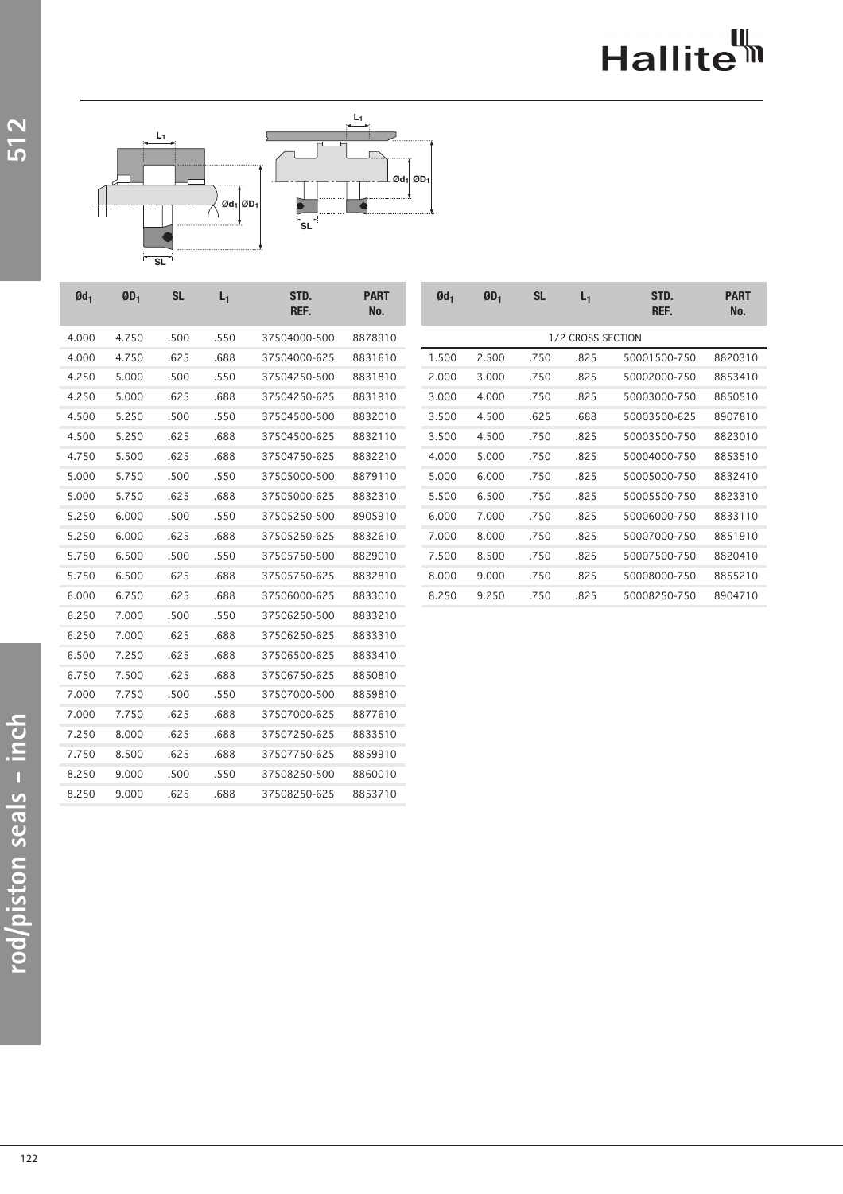L1

Ød1 ØD1

SL

| $Ød_1$ | $ØD_1$ | SL | $L_1$ | STD. REF. | PART No. |
|---|---|---|---|---|---|
| 4.000 | 4.750 | .500 | .550 | 37504000-500 | 8878910 |
| 4.000 | 4.750 | .625 | .688 | 37504000-625 | 8831610 |
| 4.250 | 5.000 | .500 | .550 | 37504250-500 | 8831810 |
| 4.250 | 5.000 | .625 | .688 | 37504250-625 | 8831910 |
| 4.500 | 5.250 | .500 | .550 | 37504500-500 | 8832010 |
| 4.500 | 5.250 | .625 | .688 | 37504500-625 | 8832110 |
| 4.750 | 5.500 | .625 | .688 | 37504750-625 | 8832210 |
| 5.000 | 5.750 | .500 | .550 | 37505000-500 | 8879110 |
| 5.000 | 5.750 | .625 | .688 | 37505000-625 | 8832310 |
| 5.250 | 6.000 | .500 | .550 | 37505250-500 | 8905910 |
| 5.250 | 6.000 | .625 | .688 | 37505250-625 | 8832610 |
| 5.750 | 6.500 | .500 | .550 | 37505750-500 | 8829010 |
| 5.750 | 6.500 | .625 | .688 | 37505750-625 | 8832810 |
| 6.000 | 6.750 | .625 | .688 | 37506000-625 | 8833010 |
| 6.250 | 7.000 | .500 | .550 | 37506250-500 | 8833210 |
| 6.250 | 7.000 | .625 | .688 | 37506250-625 | 8833310 |
| 6.500 | 7.250 | .625 | .688 | 37506500-625 | 8833410 |
| 6.750 | 7.500 | .625 | .688 | 37506750-625 | 8850810 |
| 7.000 | 7.750 | .500 | .550 | 37507000-500 | 8859810 |
| 7.000 | 7.750 | .625 | .688 | 37507000-625 | 8877610 |
| 7.250 | 8.000 | .625 | .688 | 37507250-625 | 8833510 |
| 7.750 | 8.500 | .625 | .688 | 37507750-625 | 8859910 |
| 8.250 | 9.000 | .500 | .550 | 37508250-500 | 8860010 |
| 8.250 | 9.000 | .625 | .688 | 37508250-625 | 8853710 |

| $Ød_1$ | $ØD_1$ | SL | $L_1$ | STD. REF. | PART No. |
|---|---|---|---|---|---|
| 1/2 CROSS SECTION | | | | | |
| 1.500 | 2.500 | .750 | .825 | 50001500-750 | 8820310 |
| 2.000 | 3.000 | .750 | .825 | 50002000-750 | 8853410 |
| 3.000 | 4.000 | .750 | .825 | 50003000-750 | 8850510 |
| 3.500 | 4.500 | .625 | .688 | 50003500-625 | 8907810 |
| 3.500 | 4.500 | .750 | .825 | 50003500-750 | 8823010 |
| 4.000 | 5.000 | .750 | .825 | 50004000-750 | 8853510 |
| 5.000 | 6.000 | .750 | .825 | 50005000-750 | 8832410 |
| 5.500 | 6.500 | .750 | .825 | 50005500-750 | 8823310 |
| 6.000 | 7.000 | .750 | .825 | 50006000-750 | 8833110 |
| 7.000 | 8.000 | .750 | .825 | 50007000-750 | 8851910 |
| 7.500 | 8.500 | .750 | .825 | 50007500-750 | 8820410 |
| 8.000 | 9.000 | .750 | .825 | 50008000-750 | 8855210 |
| 8.250 | 9.250 | .750 | .825 | 50008250-750 | 8904710 |